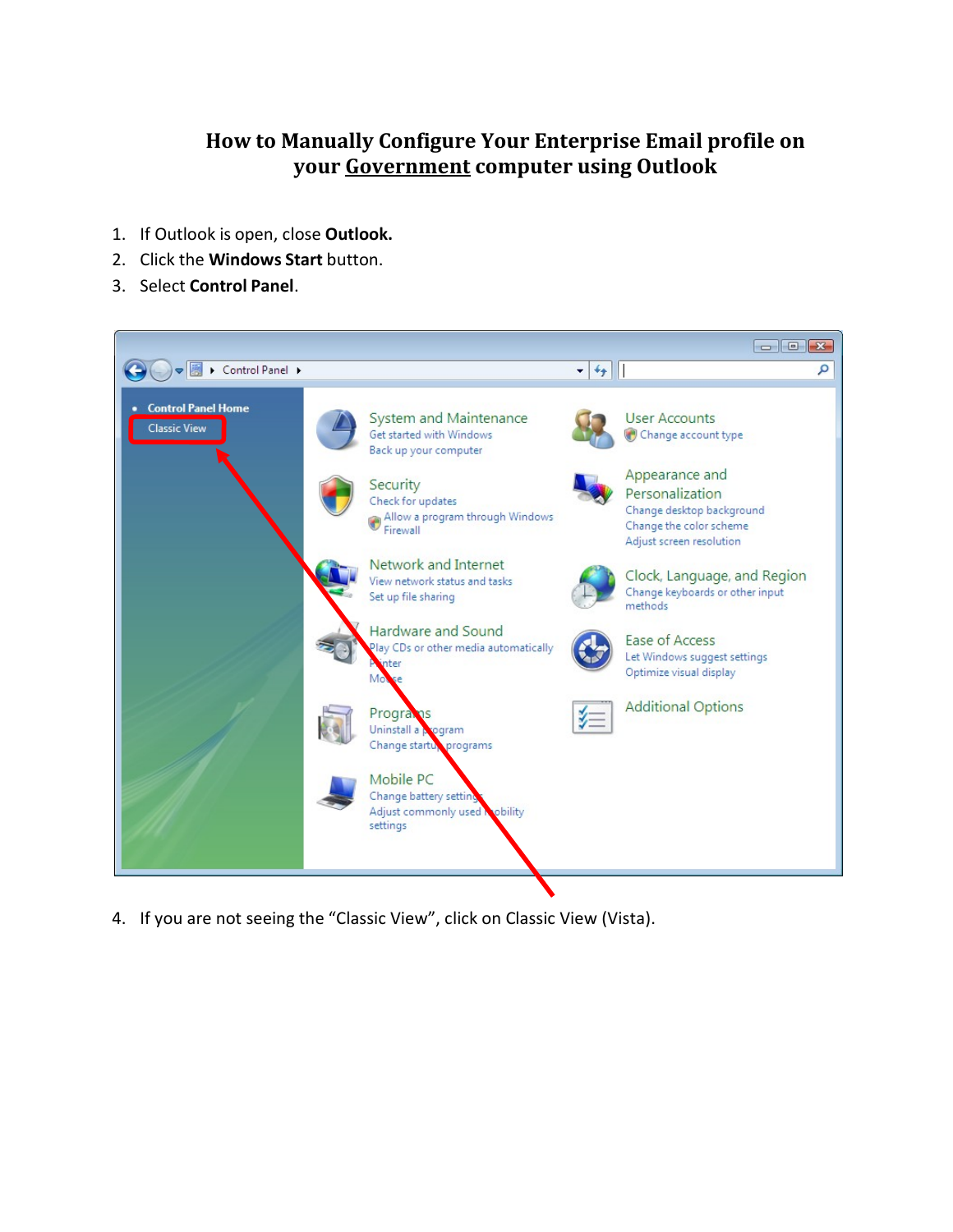# How to Manually Configure Your Enterprise Email profile on your Government computer using Outlook

1. If Outlook is open, close **Outlook.**
2. Click the **Windows Start** button.
3. Select **Control Panel**.

4. If you are not seeing the "Classic View", click on Classic View (Vista).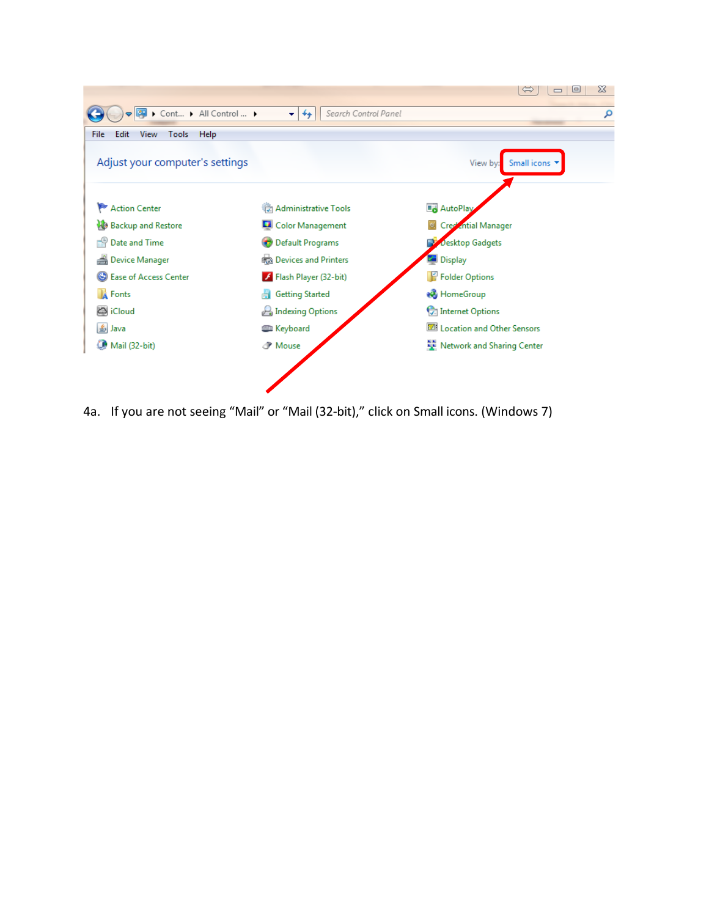4a. If you are not seeing “Mail” or “Mail (32-bit),” click on Small icons. (Windows 7)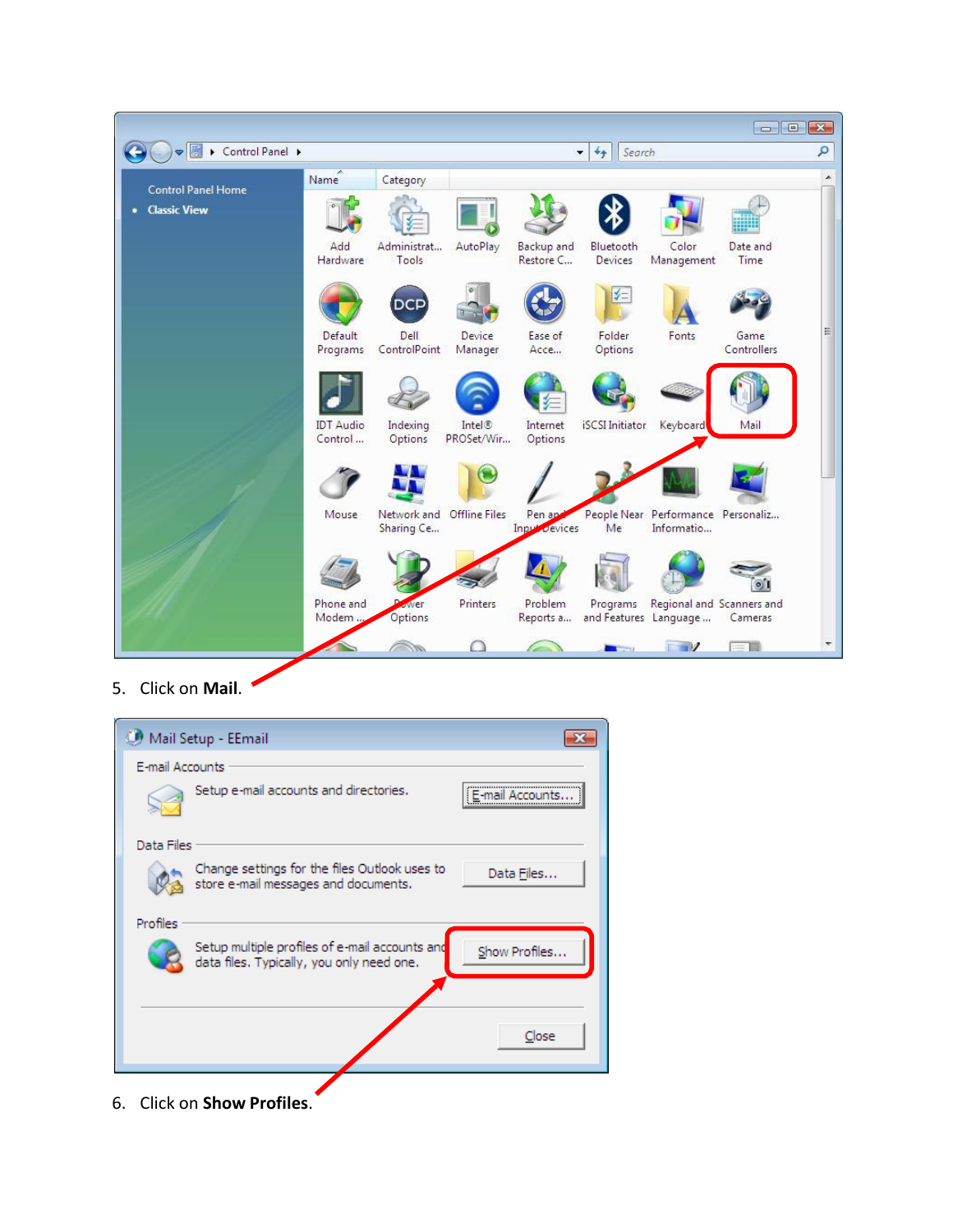5. Click on **Mail**.

6. Click on **Show Profiles**.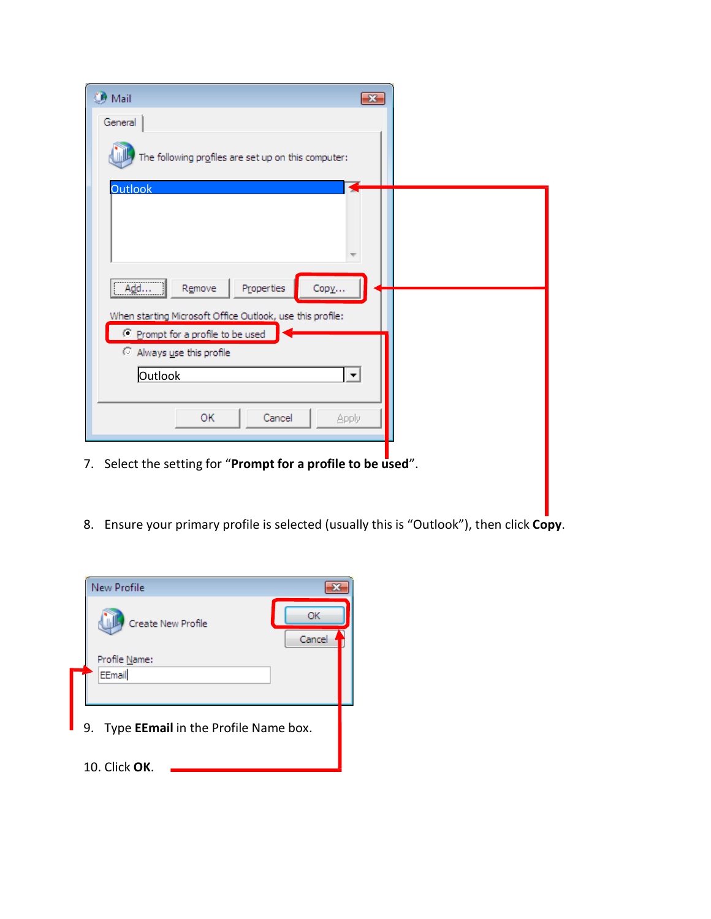7. Select the setting for "**Prompt for a profile to be used**".

8. Ensure your primary profile is selected (usually this is "Outlook"), then click **Copy**.

9. Type **EEmail** in the Profile Name box.

10. Click **OK**.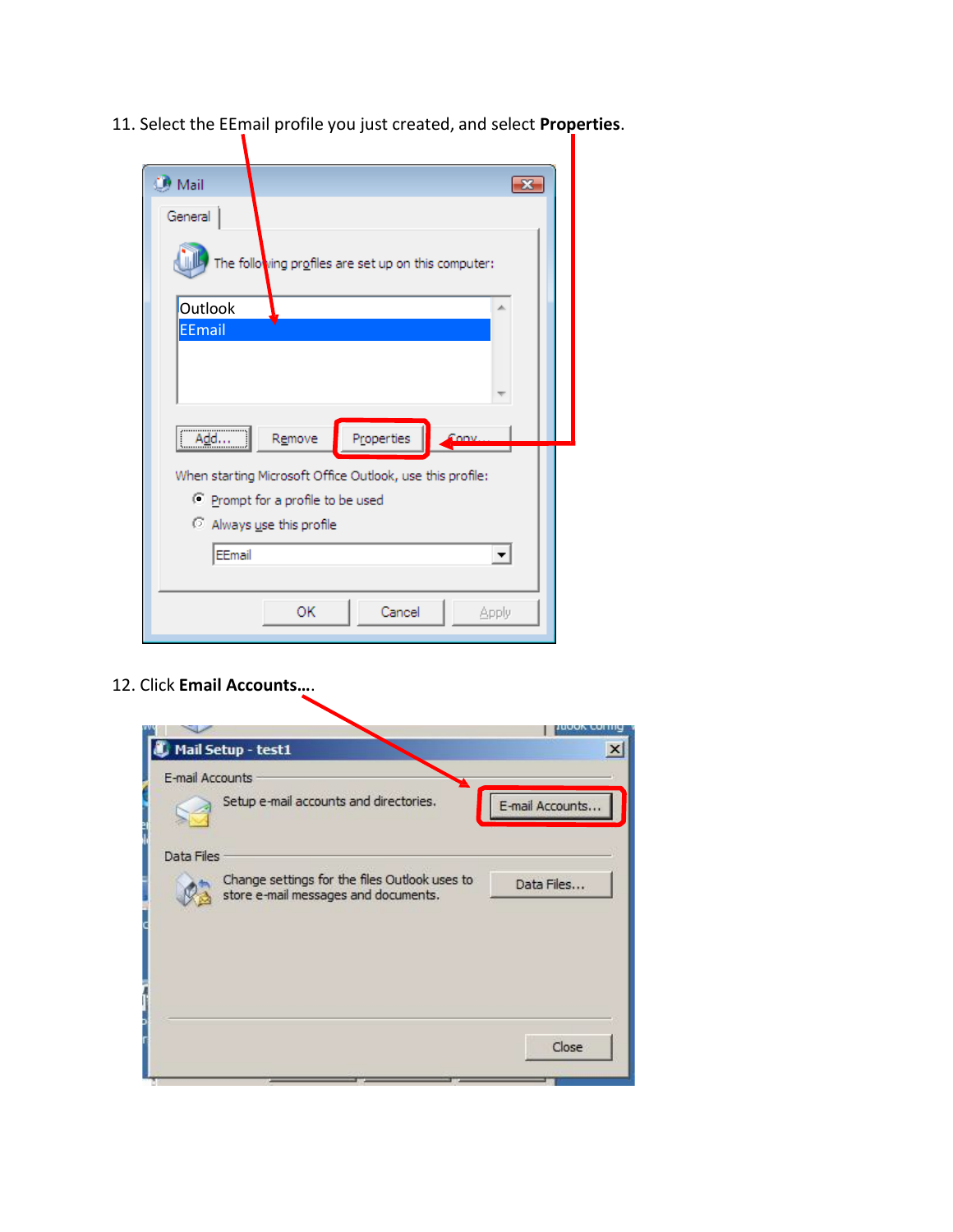11. Select the EEmail profile you just created, and select **Properties**.

12. Click **Email Accounts…**.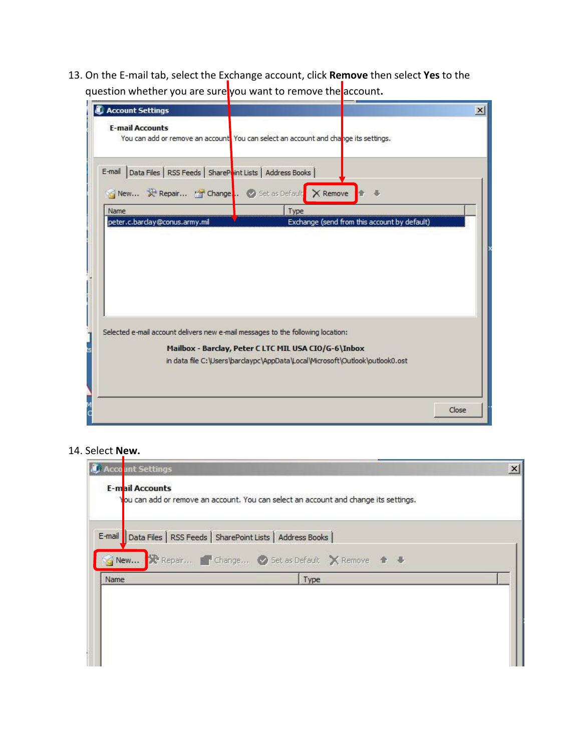13. On the E-mail tab, select the Exchange account, click **Remove** then select **Yes** to the question whether you are sure you want to remove the account.

14. Select **New.**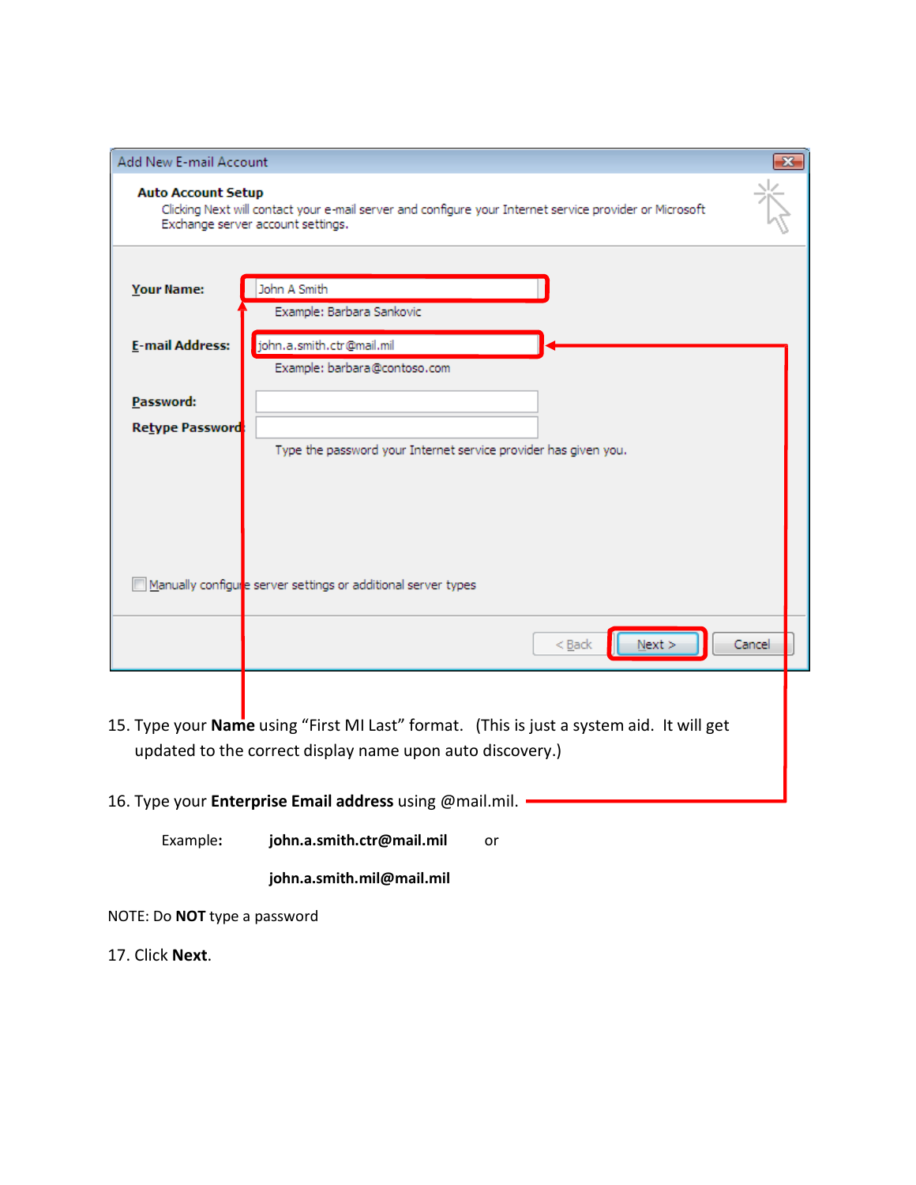15. Type your **Name** using "First MI Last" format. (This is just a system aid. It will get updated to the correct display name upon auto discovery.)

16. Type your **Enterprise Email address** using @mail.mil.

    Example: **john.a.smith.ctr@mail.mil** or

    **john.a.smith.mil@mail.mil**

NOTE: Do **NOT** type a password

17. Click **Next**.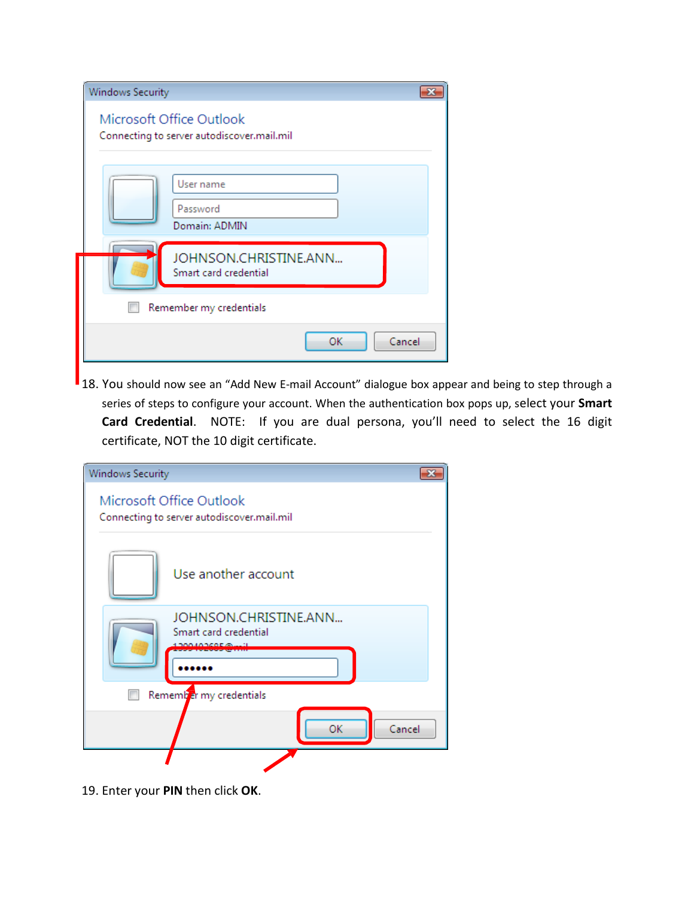18. You should now see an "Add New E-mail Account" dialogue box appear and being to step through a series of steps to configure your account. When the authentication box pops up, select your **Smart Card Credential**. NOTE: If you are dual persona, you'll need to select the 16 digit certificate, NOT the 10 digit certificate.

19. Enter your **PIN** then click **OK**.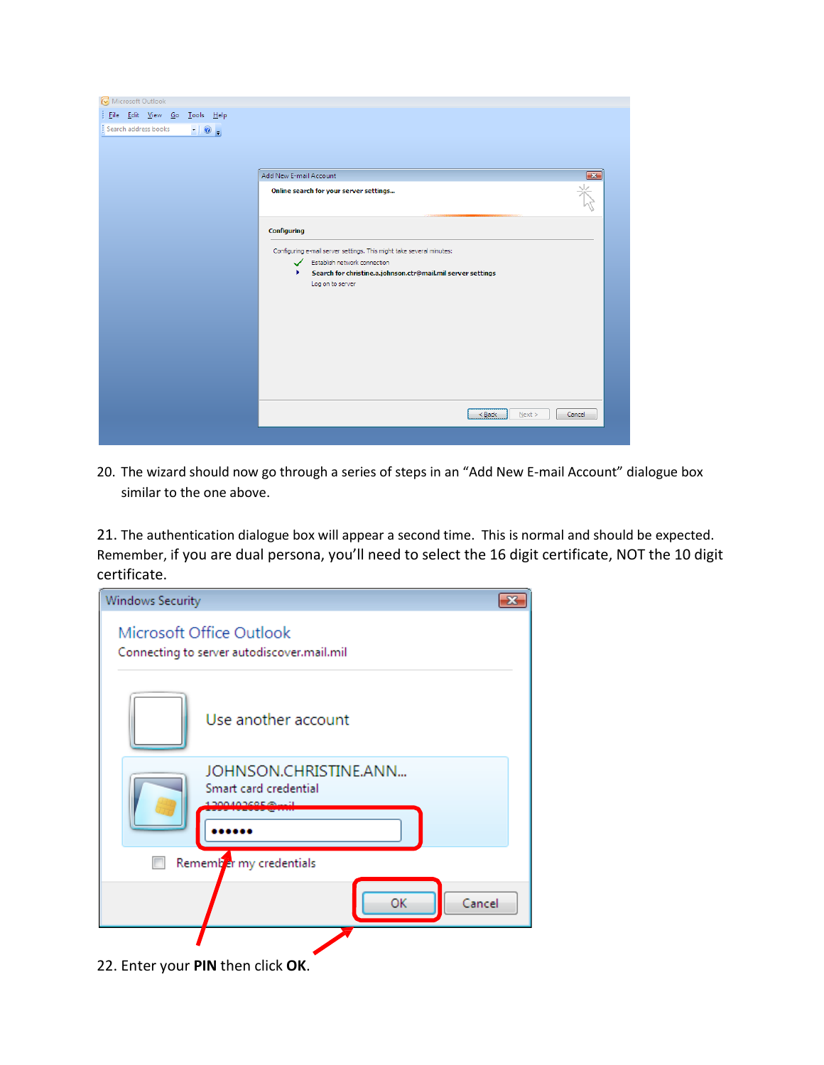20. The wizard should now go through a series of steps in an “Add New E-mail Account” dialogue box similar to the one above.

21. The authentication dialogue box will appear a second time. This is normal and should be expected. Remember, if you are dual persona, you’ll need to select the 16 digit certificate, NOT the 10 digit certificate.

22. Enter your **PIN** then click **OK**.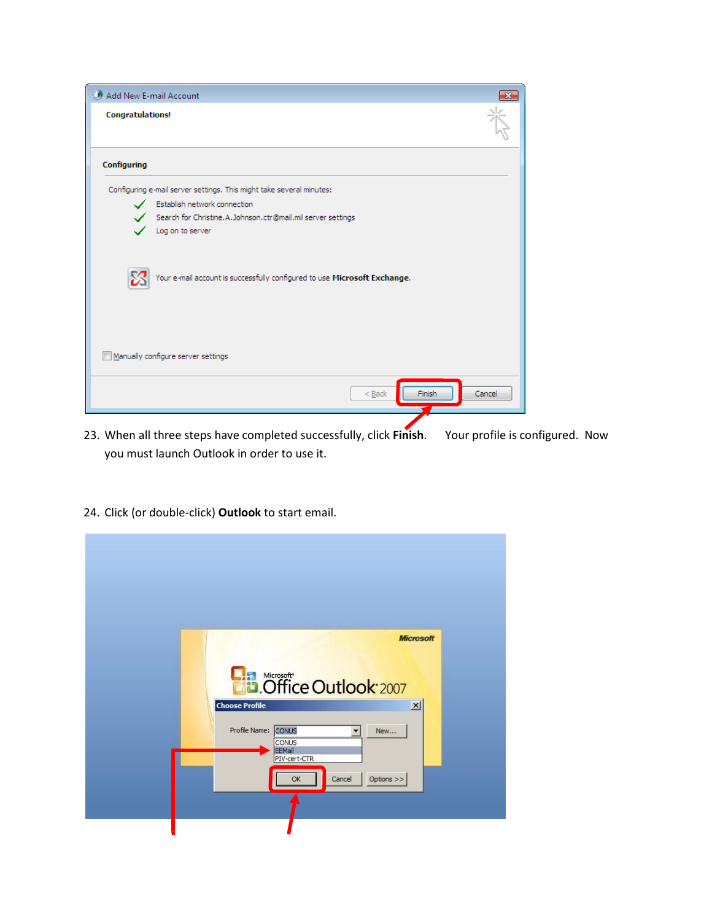23. When all three steps have completed successfully, click **Finish**. Your profile is configured. Now you must launch Outlook in order to use it.

24. Click (or double-click) **Outlook** to start email.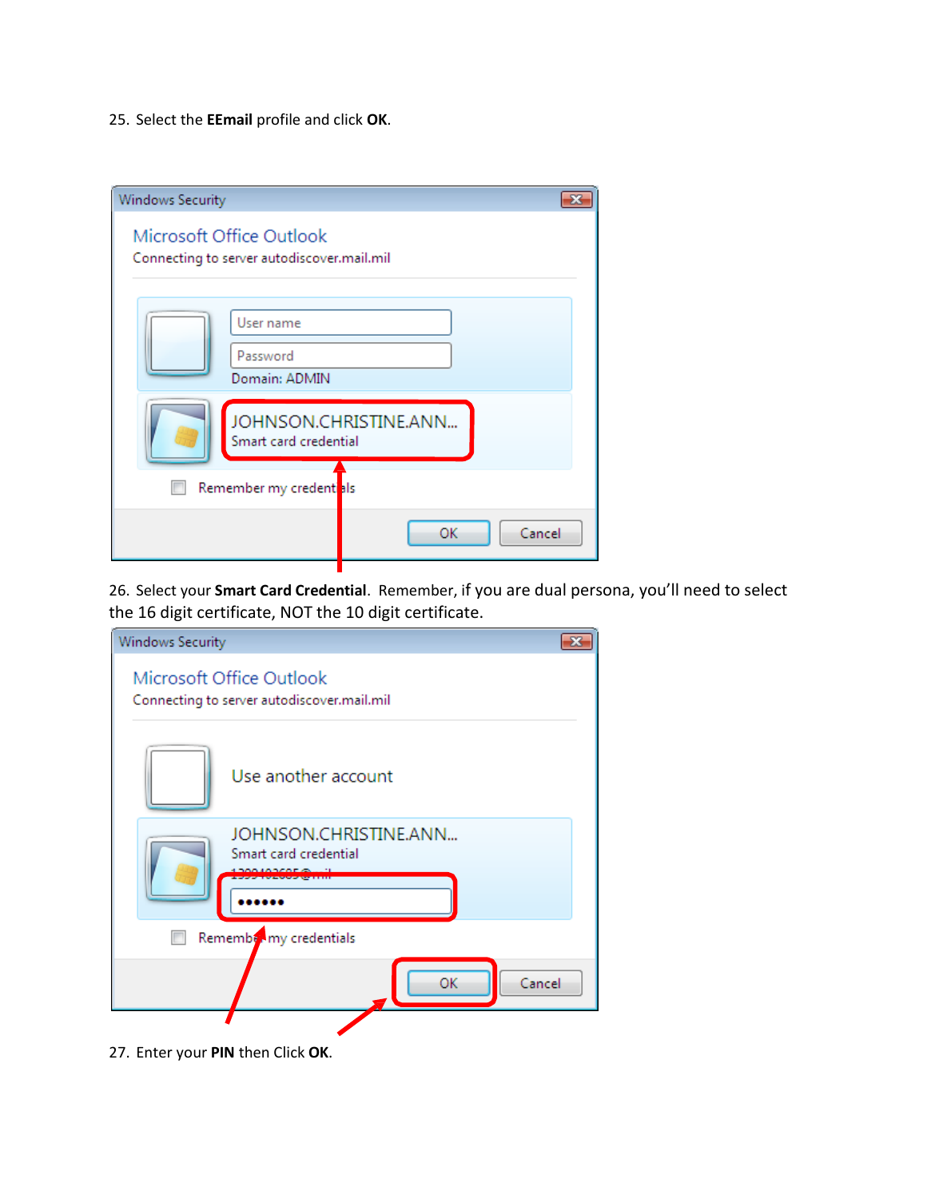25. Select the **EEmail** profile and click **OK**.

26. Select your **Smart Card Credential**. Remember, if you are dual persona, you'll need to select the 16 digit certificate, NOT the 10 digit certificate.

27. Enter your **PIN** then Click **OK**.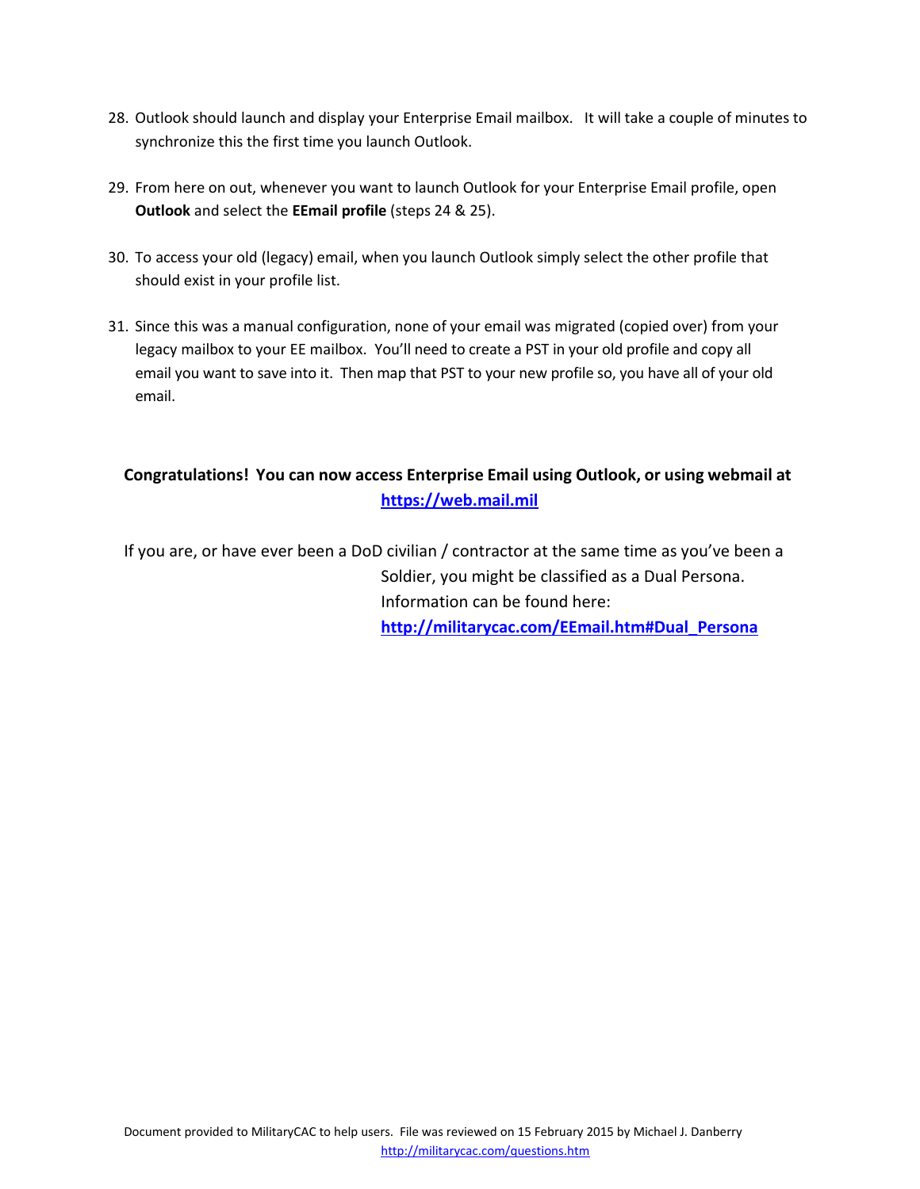28. Outlook should launch and display your Enterprise Email mailbox. It will take a couple of minutes to synchronize this the first time you launch Outlook.

29. From here on out, whenever you want to launch Outlook for your Enterprise Email profile, open **Outlook** and select the **EEmail profile** (steps 24 & 25).

30. To access your old (legacy) email, when you launch Outlook simply select the other profile that should exist in your profile list.

31. Since this was a manual configuration, none of your email was migrated (copied over) from your legacy mailbox to your EE mailbox. You'll need to create a PST in your old profile and copy all email you want to save into it. Then map that PST to your new profile so, you have all of your old email.

**Congratulations! You can now access Enterprise Email using Outlook, or using webmail at [https://web.mail.mil](https://web.mail.mil)**

If you are, or have ever been a DoD civilian / contractor at the same time as you've been a Soldier, you might be classified as a Dual Persona. Information can be found here: **[http://militarycac.com/EEmail.htm#Dual_Persona](http://militarycac.com/EEmail.htm#Dual_Persona)**

Document provided to MilitaryCAC to help users. File was reviewed on 15 February 2015 by Michael J. Danberry
[http://militarycac.com/questions.htm](http://militarycac.com/questions.htm)